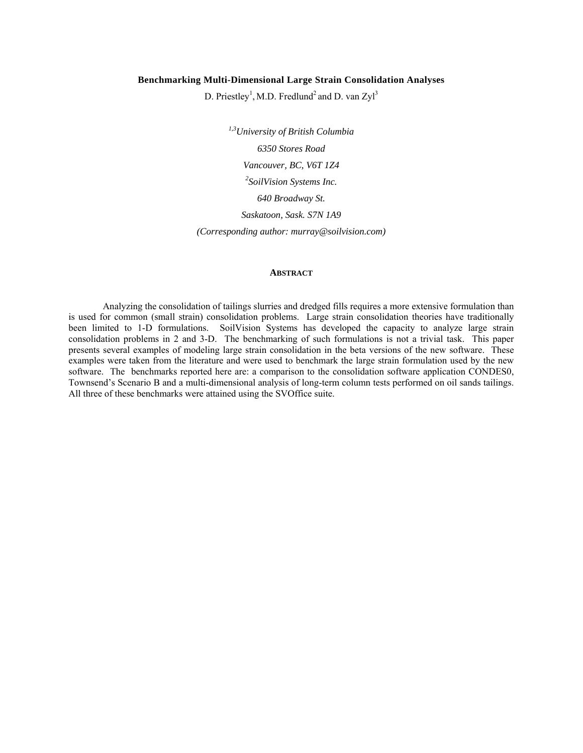# Benchmarking Multi-Dimensional Large Strain Consolidation Analyses

D. Priestley[1], M.D. Fredlund[2] and D. van Zyl[3]

*[1,3]University of British Columbia*

*6350 Stores Road*

*Vancouver, BC, V6T 1Z4*

*[2]SoilVision Systems Inc.*

*640 Broadway St.*

*Saskatoon, Sask. S7N 1A9*

*(Corresponding author: murray@soilvision.com)*

## ABSTRACT

Analyzing the consolidation of tailings slurries and dredged fills requires a more extensive formulation than is used for common (small strain) consolidation problems. Large strain consolidation theories have traditionally been limited to 1-D formulations. SoilVision Systems has developed the capacity to analyze large strain consolidation problems in 2 and 3-D. The benchmarking of such formulations is not a trivial task. This paper presents several examples of modeling large strain consolidation in the beta versions of the new software. These examples were taken from the literature and were used to benchmark the large strain formulation used by the new software. The benchmarks reported here are: a comparison to the consolidation software application CONDES0, Townsend's Scenario B and a multi-dimensional analysis of long-term column tests performed on oil sands tailings. All three of these benchmarks were attained using the SVOffice suite.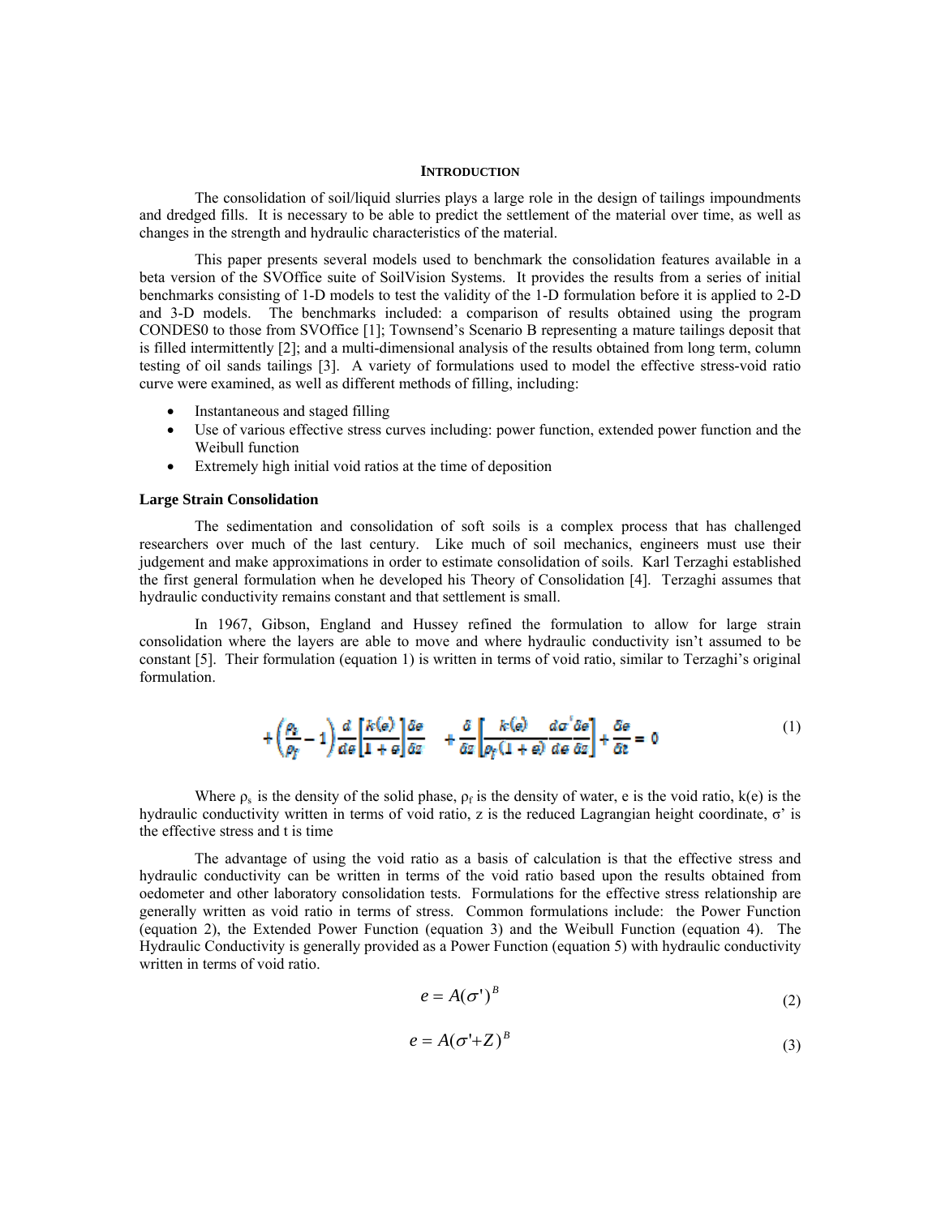## INTRODUCTION

The consolidation of soil/liquid slurries plays a large role in the design of tailings impoundments and dredged fills. It is necessary to be able to predict the settlement of the material over time, as well as changes in the strength and hydraulic characteristics of the material.

This paper presents several models used to benchmark the consolidation features available in a beta version of the SVOffice suite of SoilVision Systems. It provides the results from a series of initial benchmarks consisting of 1-D models to test the validity of the 1-D formulation before it is applied to 2-D and 3-D models. The benchmarks included: a comparison of results obtained using the program CONDES0 to those from SVOffice [1]; Townsend's Scenario B representing a mature tailings deposit that is filled intermittently [2]; and a multi-dimensional analysis of the results obtained from long term, column testing of oil sands tailings [3]. A variety of formulations used to model the effective stress-void ratio curve were examined, as well as different methods of filling, including:

- Instantaneous and staged filling
- Use of various effective stress curves including: power function, extended power function and the Weibull function
- Extremely high initial void ratios at the time of deposition

### Large Strain Consolidation

The sedimentation and consolidation of soft soils is a complex process that has challenged researchers over much of the last century. Like much of soil mechanics, engineers must use their judgement and make approximations in order to estimate consolidation of soils. Karl Terzaghi established the first general formulation when he developed his Theory of Consolidation [4]. Terzaghi assumes that hydraulic conductivity remains constant and that settlement is small.

In 1967, Gibson, England and Hussey refined the formulation to allow for large strain consolidation where the layers are able to move and where hydraulic conductivity isn't assumed to be constant [5]. Their formulation (equation 1) is written in terms of void ratio, similar to Terzaghi's original formulation.

$$+\left(\frac{\rho_s}{\rho_f}-1\right)\frac{d}{de}\left[\frac{k(e)}{1+e}\right]\frac{\delta e}{\delta z} \quad +\frac{\delta}{\delta z}\left[\frac{k(e)}{\rho_f(1+e)}\frac{d\sigma'}{de}\frac{\delta e}{\delta z}\right]+\frac{\delta e}{\delta t}=0 \tag{1}$$

Where $\rho_s$ is the density of the solid phase, $\rho_f$ is the density of water, e is the void ratio, k(e) is the hydraulic conductivity written in terms of void ratio, z is the reduced Lagrangian height coordinate, $\sigma'$ is the effective stress and t is time

The advantage of using the void ratio as a basis of calculation is that the effective stress and hydraulic conductivity can be written in terms of the void ratio based upon the results obtained from oedometer and other laboratory consolidation tests. Formulations for the effective stress relationship are generally written as void ratio in terms of stress. Common formulations include: the Power Function (equation 2), the Extended Power Function (equation 3) and the Weibull Function (equation 4). The Hydraulic Conductivity is generally provided as a Power Function (equation 5) with hydraulic conductivity written in terms of void ratio.

$$e = A(\sigma')^B \tag{2}$$

$$e = A(\sigma'+Z)^B \tag{3}$$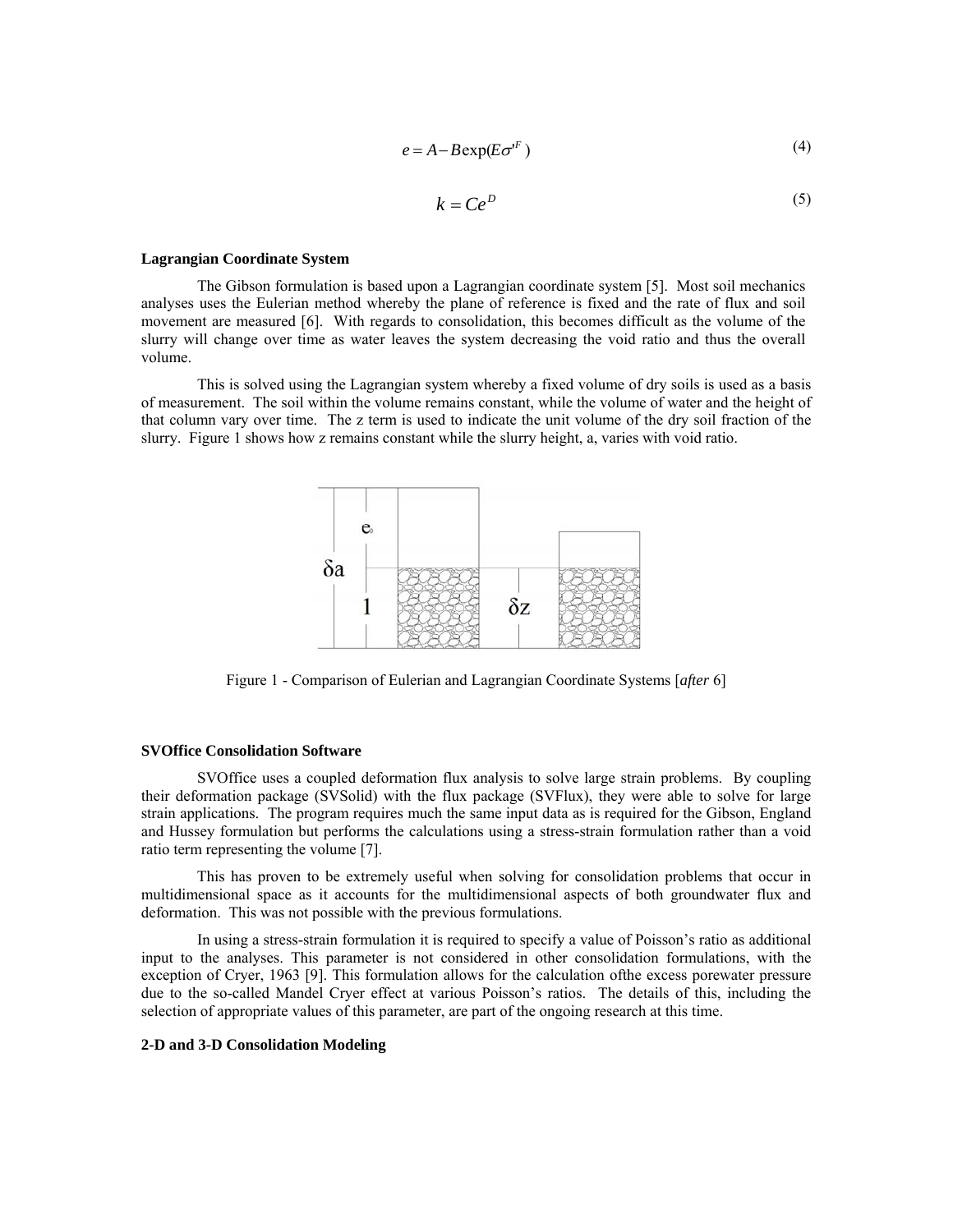$$e = A - B\exp(E\sigma'^{F}) \tag{4}$$

$$k = Ce^{D} \tag{5}$$

**Lagrangian Coordinate System**

The Gibson formulation is based upon a Lagrangian coordinate system [5]. Most soil mechanics analyses uses the Eulerian method whereby the plane of reference is fixed and the rate of flux and soil movement are measured [6]. With regards to consolidation, this becomes difficult as the volume of the slurry will change over time as water leaves the system decreasing the void ratio and thus the overall volume.

This is solved using the Lagrangian system whereby a fixed volume of dry soils is used as a basis of measurement. The soil within the volume remains constant, while the volume of water and the height of that column vary over time. The z term is used to indicate the unit volume of the dry soil fraction of the slurry. Figure 1 shows how z remains constant while the slurry height, a, varies with void ratio.

Figure 1 - Comparison of Eulerian and Lagrangian Coordinate Systems [*after* 6]

**SVOffice Consolidation Software**

SVOffice uses a coupled deformation flux analysis to solve large strain problems. By coupling their deformation package (SVSolid) with the flux package (SVFlux), they were able to solve for large strain applications. The program requires much the same input data as is required for the Gibson, England and Hussey formulation but performs the calculations using a stress-strain formulation rather than a void ratio term representing the volume [7].

This has proven to be extremely useful when solving for consolidation problems that occur in multidimensional space as it accounts for the multidimensional aspects of both groundwater flux and deformation. This was not possible with the previous formulations.

In using a stress-strain formulation it is required to specify a value of Poisson's ratio as additional input to the analyses. This parameter is not considered in other consolidation formulations, with the exception of Cryer, 1963 [9]. This formulation allows for the calculation ofthe excess porewater pressure due to the so-called Mandel Cryer effect at various Poisson's ratios. The details of this, including the selection of appropriate values of this parameter, are part of the ongoing research at this time.

**2-D and 3-D Consolidation Modeling**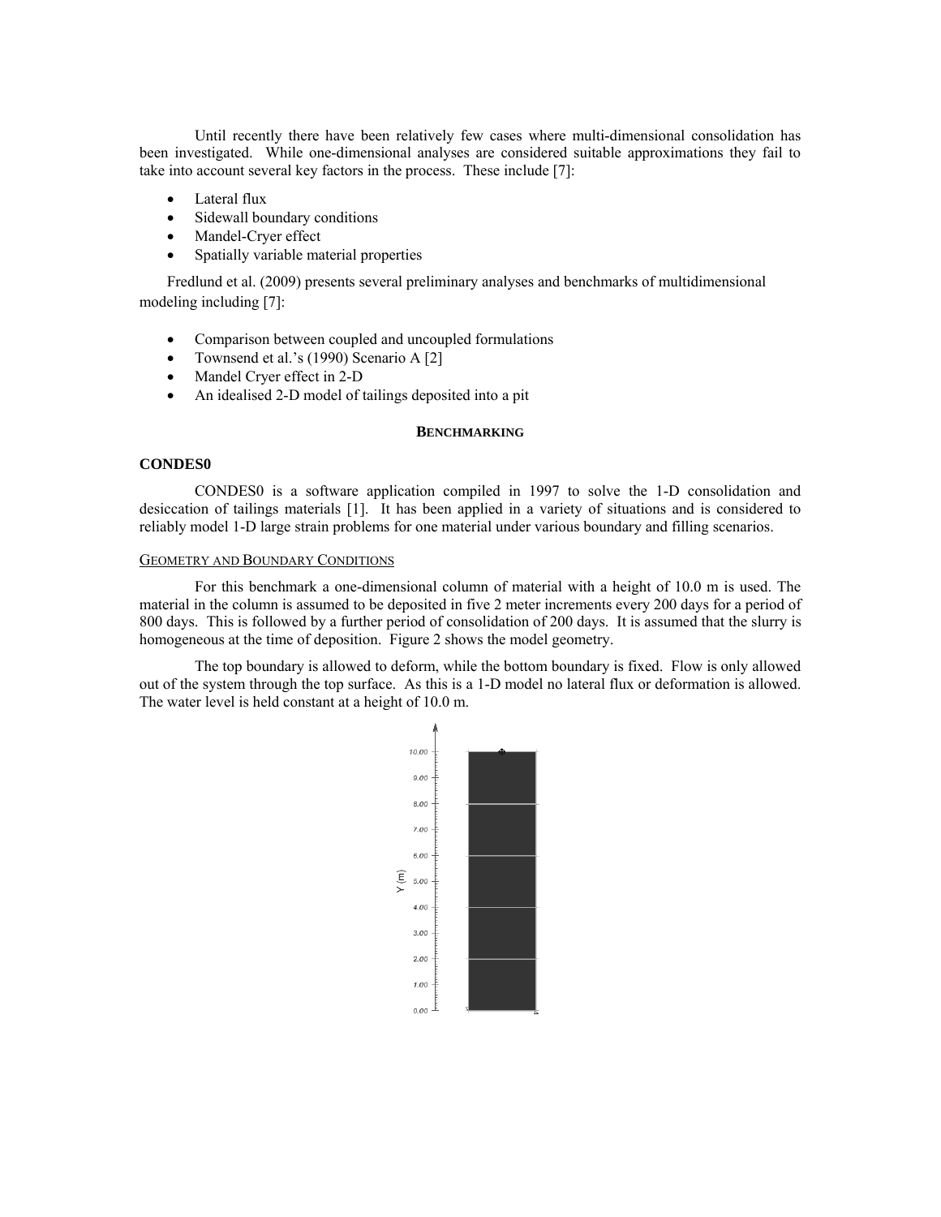Until recently there have been relatively few cases where multi-dimensional consolidation has been investigated. While one-dimensional analyses are considered suitable approximations they fail to take into account several key factors in the process. These include [7]:

- Lateral flux
- Sidewall boundary conditions
- Mandel-Cryer effect
- Spatially variable material properties

Fredlund et al. (2009) presents several preliminary analyses and benchmarks of multidimensional modeling including [7]:

- Comparison between coupled and uncoupled formulations
- Townsend et al.'s (1990) Scenario A [2]
- Mandel Cryer effect in 2-D
- An idealised 2-D model of tailings deposited into a pit

## BENCHMARKING

### CONDES0

CONDES0 is a software application compiled in 1997 to solve the 1-D consolidation and desiccation of tailings materials [1]. It has been applied in a variety of situations and is considered to reliably model 1-D large strain problems for one material under various boundary and filling scenarios.

#### GEOMETRY AND BOUNDARY CONDITIONS

For this benchmark a one-dimensional column of material with a height of 10.0 m is used. The material in the column is assumed to be deposited in five 2 meter increments every 200 days for a period of 800 days. This is followed by a further period of consolidation of 200 days. It is assumed that the slurry is homogeneous at the time of deposition. Figure 2 shows the model geometry.

The top boundary is allowed to deform, while the bottom boundary is fixed. Flow is only allowed out of the system through the top surface. As this is a 1-D model no lateral flux or deformation is allowed. The water level is held constant at a height of 10.0 m.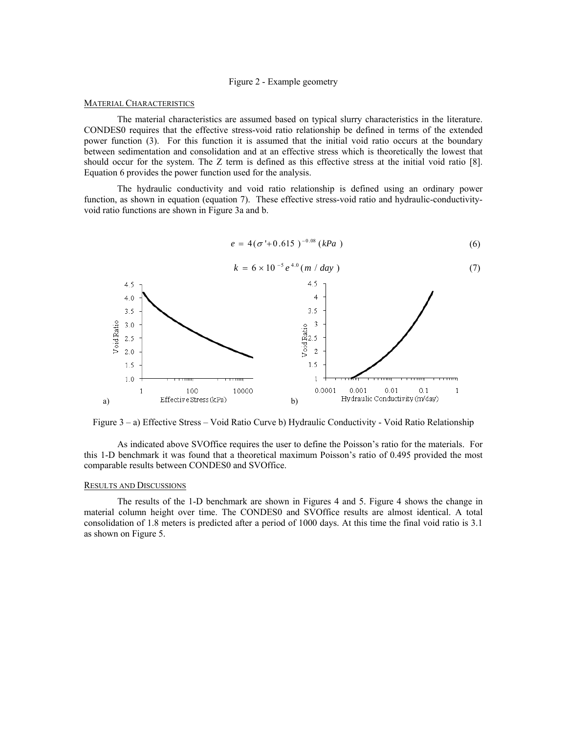Figure 2 - Example geometry

## MATERIAL CHARACTERISTICS

The material characteristics are assumed based on typical slurry characteristics in the literature. CONDES0 requires that the effective stress-void ratio relationship be defined in terms of the extended power function (3). For this function it is assumed that the initial void ratio occurs at the boundary between sedimentation and consolidation and at an effective stress which is theoretically the lowest that should occur for the system. The Z term is defined as this effective stress at the initial void ratio [8]. Equation 6 provides the power function used for the analysis.

The hydraulic conductivity and void ratio relationship is defined using an ordinary power function, as shown in equation (equation 7). These effective stress-void ratio and hydraulic-conductivity-void ratio functions are shown in Figure 3a and b.

$$e = 4(\sigma' + 0.615)^{-0.08}\ (kPa) \tag{6}$$

$$k = 6 \times 10^{-5} e^{4.0}\ (m / day) \tag{7}$$

Figure 3 – a) Effective Stress – Void Ratio Curve b) Hydraulic Conductivity - Void Ratio Relationship

As indicated above SVOffice requires the user to define the Poisson's ratio for the materials. For this 1-D benchmark it was found that a theoretical maximum Poisson's ratio of 0.495 provided the most comparable results between CONDES0 and SVOffice.

## RESULTS AND DISCUSSIONS

The results of the 1-D benchmark are shown in Figures 4 and 5. Figure 4 shows the change in material column height over time. The CONDES0 and SVOffice results are almost identical. A total consolidation of 1.8 meters is predicted after a period of 1000 days. At this time the final void ratio is 3.1 as shown on Figure 5.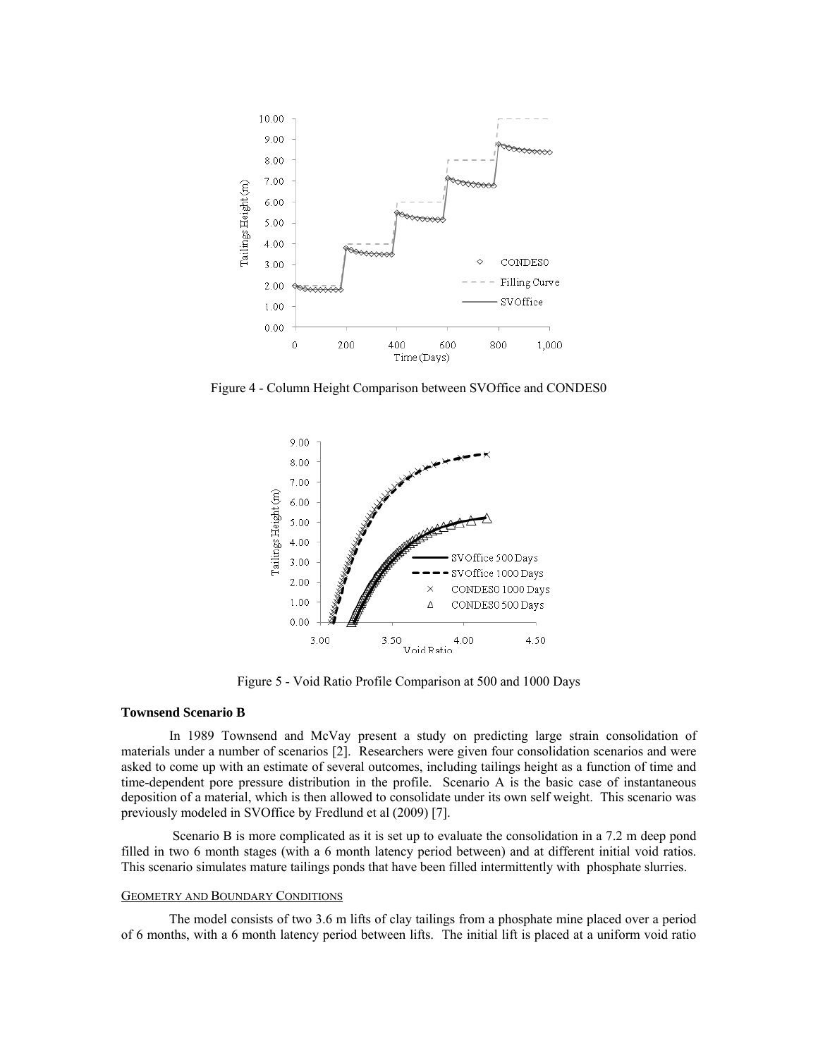Figure 4 - Column Height Comparison between SVOffice and CONDES0

Figure 5 - Void Ratio Profile Comparison at 500 and 1000 Days

**Townsend Scenario B**

In 1989 Townsend and McVay present a study on predicting large strain consolidation of materials under a number of scenarios [2]. Researchers were given four consolidation scenarios and were asked to come up with an estimate of several outcomes, including tailings height as a function of time and time-dependent pore pressure distribution in the profile. Scenario A is the basic case of instantaneous deposition of a material, which is then allowed to consolidate under its own self weight. This scenario was previously modeled in SVOffice by Fredlund et al (2009) [7].

Scenario B is more complicated as it is set up to evaluate the consolidation in a 7.2 m deep pond filled in two 6 month stages (with a 6 month latency period between) and at different initial void ratios. This scenario simulates mature tailings ponds that have been filled intermittently with phosphate slurries.

GEOMETRY AND BOUNDARY CONDITIONS

The model consists of two 3.6 m lifts of clay tailings from a phosphate mine placed over a period of 6 months, with a 6 month latency period between lifts. The initial lift is placed at a uniform void ratio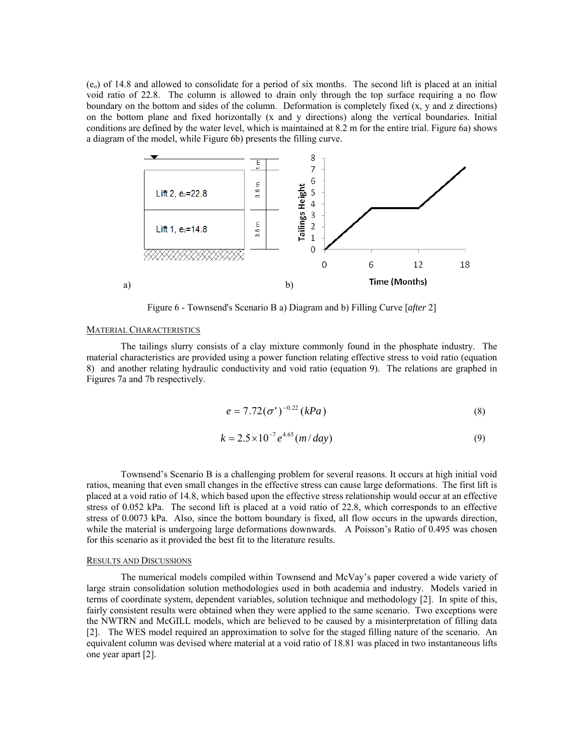($e_o$) of 14.8 and allowed to consolidate for a period of six months. The second lift is placed at an initial void ratio of 22.8. The column is allowed to drain only through the top surface requiring a no flow boundary on the bottom and sides of the column. Deformation is completely fixed (x, y and z directions) on the bottom plane and fixed horizontally (x and y directions) along the vertical boundaries. Initial conditions are defined by the water level, which is maintained at 8.2 m for the entire trial. Figure 6a) shows a diagram of the model, while Figure 6b) presents the filling curve.

Figure 6 - Townsend's Scenario B a) Diagram and b) Filling Curve [*after* 2]

### MATERIAL CHARACTERISTICS

The tailings slurry consists of a clay mixture commonly found in the phosphate industry. The material characteristics are provided using a power function relating effective stress to void ratio (equation 8) and another relating hydraulic conductivity and void ratio (equation 9). The relations are graphed in Figures 7a and 7b respectively.

$$e = 7.72(\sigma')^{-0.22}\,(kPa) \tag{8}$$

$$k = 2.5\times10^{-7} e^{4.65}\,(m/day) \tag{9}$$

Townsend's Scenario B is a challenging problem for several reasons. It occurs at high initial void ratios, meaning that even small changes in the effective stress can cause large deformations. The first lift is placed at a void ratio of 14.8, which based upon the effective stress relationship would occur at an effective stress of 0.052 kPa. The second lift is placed at a void ratio of 22.8, which corresponds to an effective stress of 0.0073 kPa. Also, since the bottom boundary is fixed, all flow occurs in the upwards direction, while the material is undergoing large deformations downwards. A Poisson's Ratio of 0.495 was chosen for this scenario as it provided the best fit to the literature results.

### RESULTS AND DISCUSSIONS

The numerical models compiled within Townsend and McVay's paper covered a wide variety of large strain consolidation solution methodologies used in both academia and industry. Models varied in terms of coordinate system, dependent variables, solution technique and methodology [2]. In spite of this, fairly consistent results were obtained when they were applied to the same scenario. Two exceptions were the NWTRN and McGILL models, which are believed to be caused by a misinterpretation of filling data [2]. The WES model required an approximation to solve for the staged filling nature of the scenario. An equivalent column was devised where material at a void ratio of 18.81 was placed in two instantaneous lifts one year apart [2].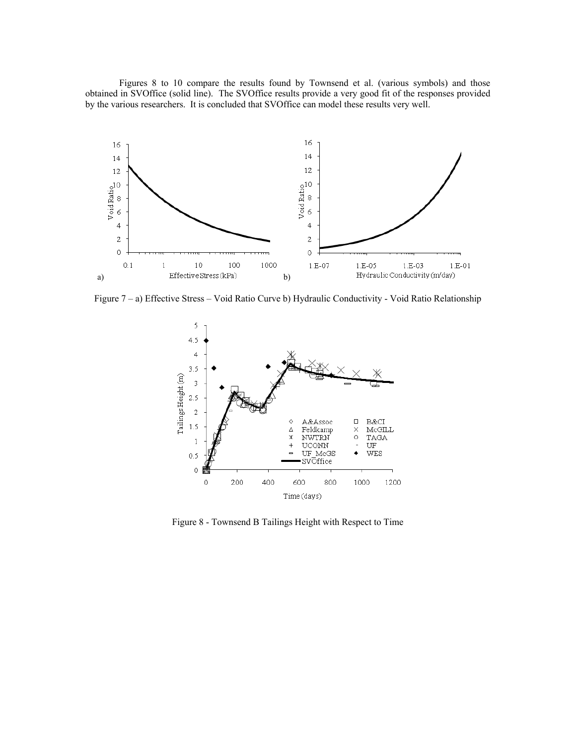Figures 8 to 10 compare the results found by Townsend et al. (various symbols) and those obtained in SVOffice (solid line). The SVOffice results provide a very good fit of the responses provided by the various researchers. It is concluded that SVOffice can model these results very well.

Figure 7 – a) Effective Stress – Void Ratio Curve b) Hydraulic Conductivity - Void Ratio Relationship

Figure 8 - Townsend B Tailings Height with Respect to Time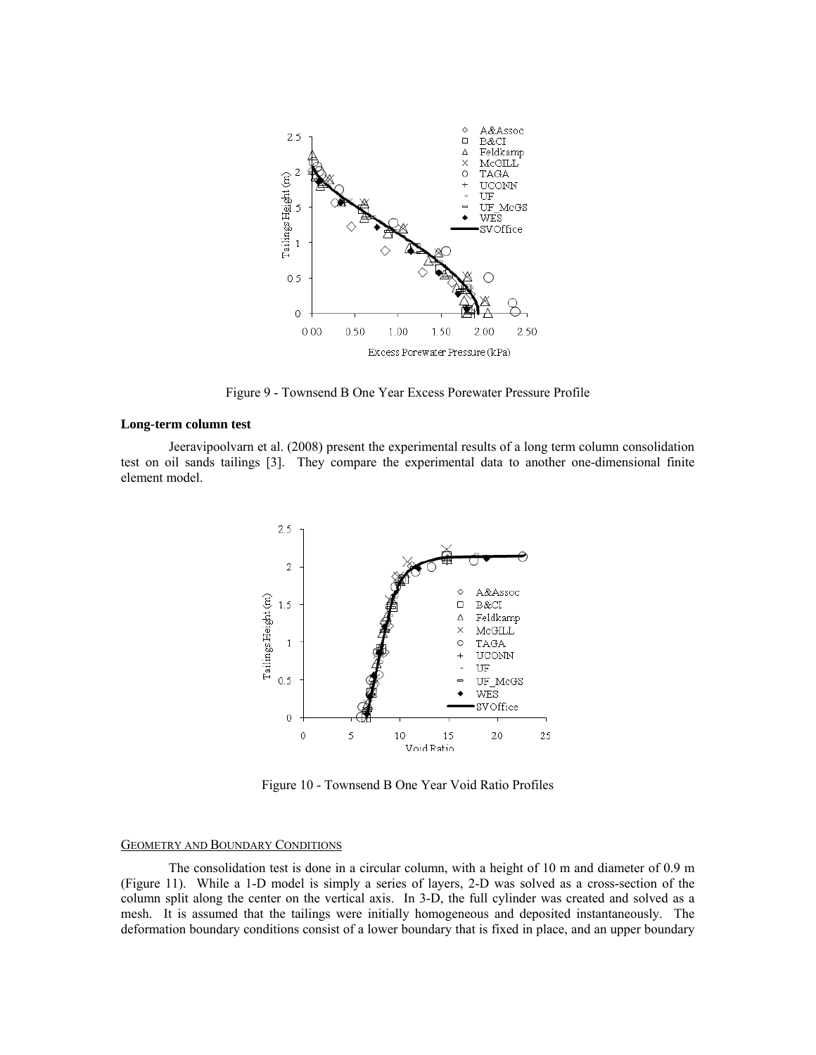Figure 9 - Townsend B One Year Excess Porewater Pressure Profile

**Long-term column test**

Jeeravipoolvarn et al. (2008) present the experimental results of a long term column consolidation test on oil sands tailings [3]. They compare the experimental data to another one-dimensional finite element model.

Figure 10 - Townsend B One Year Void Ratio Profiles

GEOMETRY AND BOUNDARY CONDITIONS

The consolidation test is done in a circular column, with a height of 10 m and diameter of 0.9 m (Figure 11). While a 1-D model is simply a series of layers, 2-D was solved as a cross-section of the column split along the center on the vertical axis. In 3-D, the full cylinder was created and solved as a mesh. It is assumed that the tailings were initially homogeneous and deposited instantaneously. The deformation boundary conditions consist of a lower boundary that is fixed in place, and an upper boundary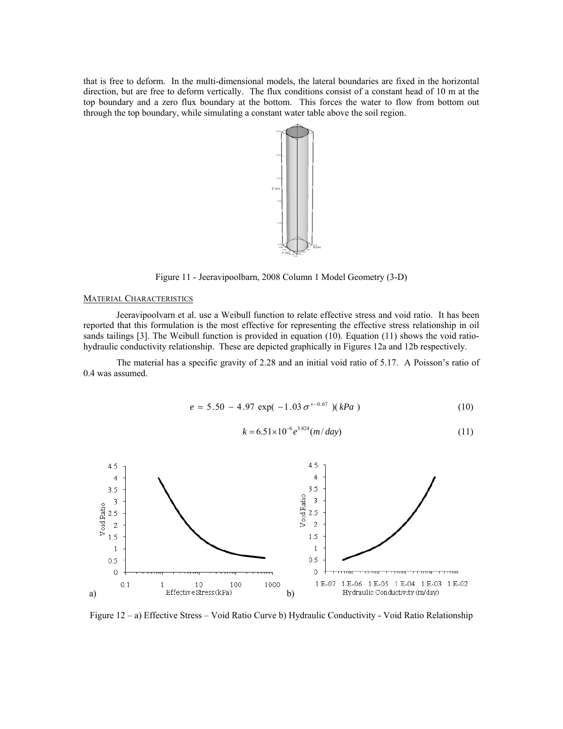that is free to deform. In the multi-dimensional models, the lateral boundaries are fixed in the horizontal direction, but are free to deform vertically. The flux conditions consist of a constant head of 10 m at the top boundary and a zero flux boundary at the bottom. This forces the water to flow from bottom out through the top boundary, while simulating a constant water table above the soil region.

Figure 11 - Jeeravipoolbarn, 2008 Column 1 Model Geometry (3-D)

### MATERIAL CHARACTERISTICS

Jeeravipoolvarn et al. use a Weibull function to relate effective stress and void ratio. It has been reported that this formulation is the most effective for representing the effective stress relationship in oil sands tailings [3]. The Weibull function is provided in equation (10). Equation (11) shows the void ratio-hydraulic conductivity relationship. These are depicted graphically in Figures 12a and 12b respectively.

The material has a specific gravity of 2.28 and an initial void ratio of 5.17. A Poisson's ratio of 0.4 was assumed.

$$e = 5.50 - 4.97 \exp(-1.03\sigma'^{-0.67})(kPa) \tag{10}$$

$$k = 6.51\times10^{-6} e^{3.824} (m/day) \tag{11}$$

Figure 12 – a) Effective Stress – Void Ratio Curve b) Hydraulic Conductivity - Void Ratio Relationship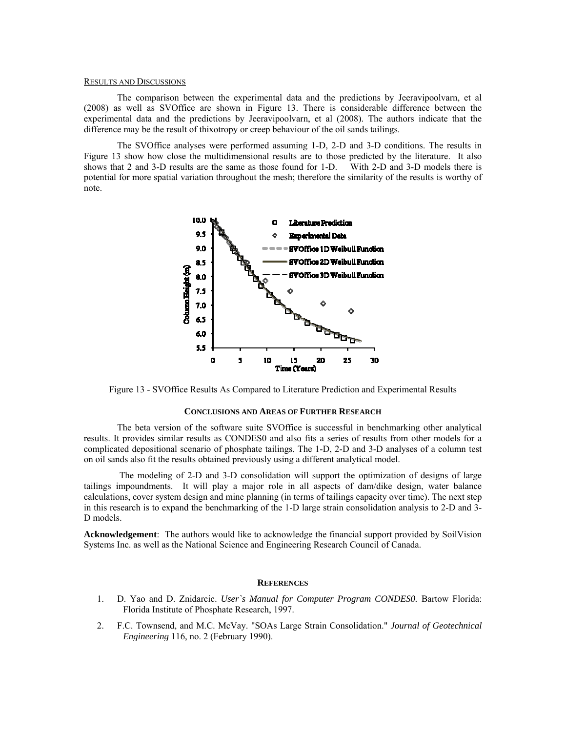## Results and Discussions

The comparison between the experimental data and the predictions by Jeeravipoolvarn, et al (2008) as well as SVOffice are shown in Figure 13. There is considerable difference between the experimental data and the predictions by Jeeravipoolvarn, et al (2008). The authors indicate that the difference may be the result of thixotropy or creep behaviour of the oil sands tailings.

The SVOffice analyses were performed assuming 1-D, 2-D and 3-D conditions. The results in Figure 13 show how close the multidimensional results are to those predicted by the literature. It also shows that 2 and 3-D results are the same as those found for 1-D. With 2-D and 3-D models there is potential for more spatial variation throughout the mesh; therefore the similarity of the results is worthy of note.

Figure 13 - SVOffice Results As Compared to Literature Prediction and Experimental Results

### Conclusions and Areas of Further Research

The beta version of the software suite SVOffice is successful in benchmarking other analytical results. It provides similar results as CONDES0 and also fits a series of results from other models for a complicated depositional scenario of phosphate tailings. The 1-D, 2-D and 3-D analyses of a column test on oil sands also fit the results obtained previously using a different analytical model.

The modeling of 2-D and 3-D consolidation will support the optimization of designs of large tailings impoundments. It will play a major role in all aspects of dam/dike design, water balance calculations, cover system design and mine planning (in terms of tailings capacity over time). The next step in this research is to expand the benchmarking of the 1-D large strain consolidation analysis to 2-D and 3-D models.

**Acknowledgement**: The authors would like to acknowledge the financial support provided by SoilVision Systems Inc. as well as the National Science and Engineering Research Council of Canada.

### References

1. D. Yao and D. Znidarcic. *User`s Manual for Computer Program CONDES0.* Bartow Florida: Florida Institute of Phosphate Research, 1997.
2. F.C. Townsend, and M.C. McVay. "SOAs Large Strain Consolidation." *Journal of Geotechnical Engineering* 116, no. 2 (February 1990).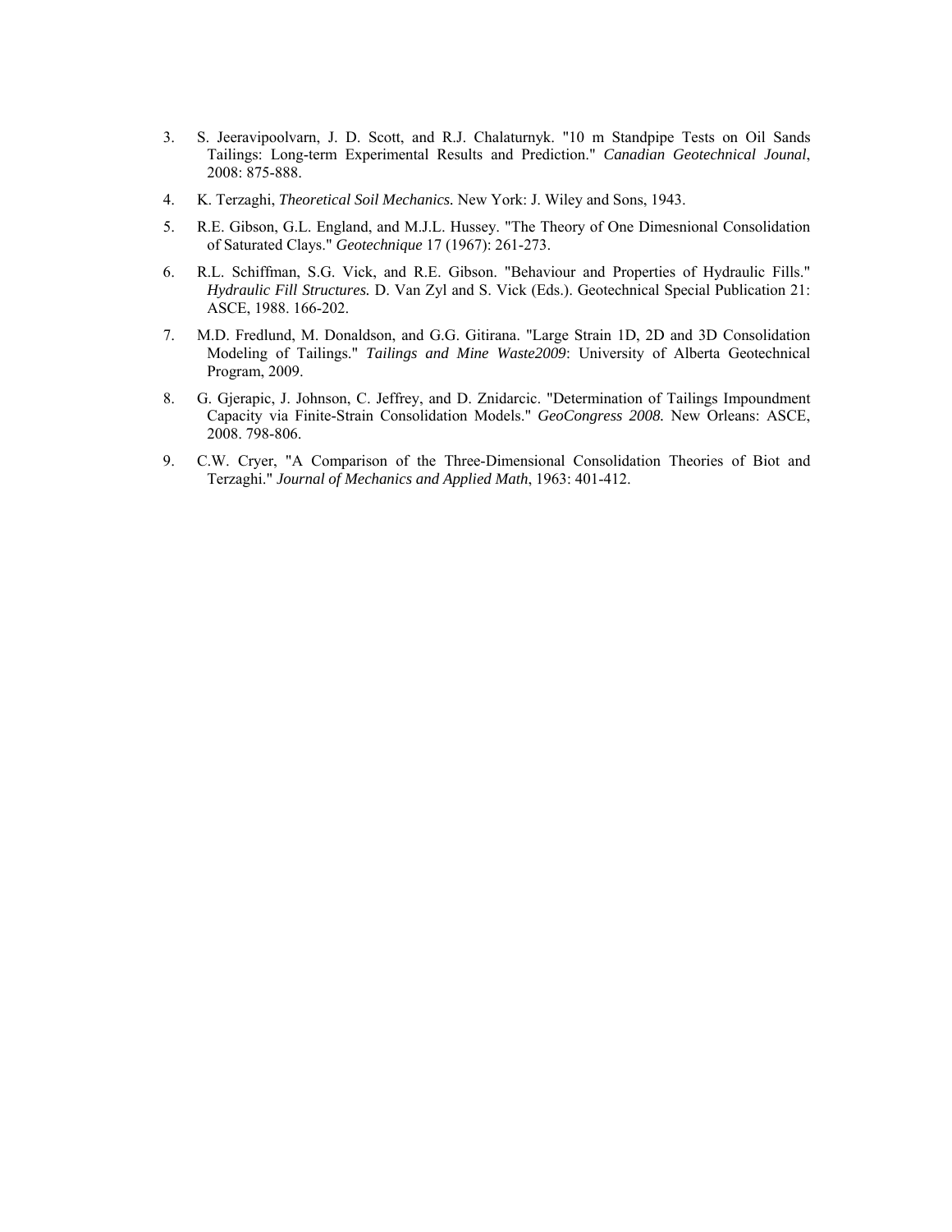3. S. Jeeravipoolvarn, J. D. Scott, and R.J. Chalaturnyk. "10 m Standpipe Tests on Oil Sands Tailings: Long-term Experimental Results and Prediction." *Canadian Geotechnical Jounal*, 2008: 875-888.

4. K. Terzaghi, *Theoretical Soil Mechanics.* New York: J. Wiley and Sons, 1943.

5. R.E. Gibson, G.L. England, and M.J.L. Hussey. "The Theory of One Dimesnional Consolidation of Saturated Clays." *Geotechnique* 17 (1967): 261-273.

6. R.L. Schiffman, S.G. Vick, and R.E. Gibson. "Behaviour and Properties of Hydraulic Fills." *Hydraulic Fill Structures.* D. Van Zyl and S. Vick (Eds.). Geotechnical Special Publication 21: ASCE, 1988. 166-202.

7. M.D. Fredlund, M. Donaldson, and G.G. Gitirana. "Large Strain 1D, 2D and 3D Consolidation Modeling of Tailings." *Tailings and Mine Waste2009*: University of Alberta Geotechnical Program, 2009.

8. G. Gjerapic, J. Johnson, C. Jeffrey, and D. Znidarcic. "Determination of Tailings Impoundment Capacity via Finite-Strain Consolidation Models." *GeoCongress 2008.* New Orleans: ASCE, 2008. 798-806.

9. C.W. Cryer, "A Comparison of the Three-Dimensional Consolidation Theories of Biot and Terzaghi." *Journal of Mechanics and Applied Math*, 1963: 401-412.